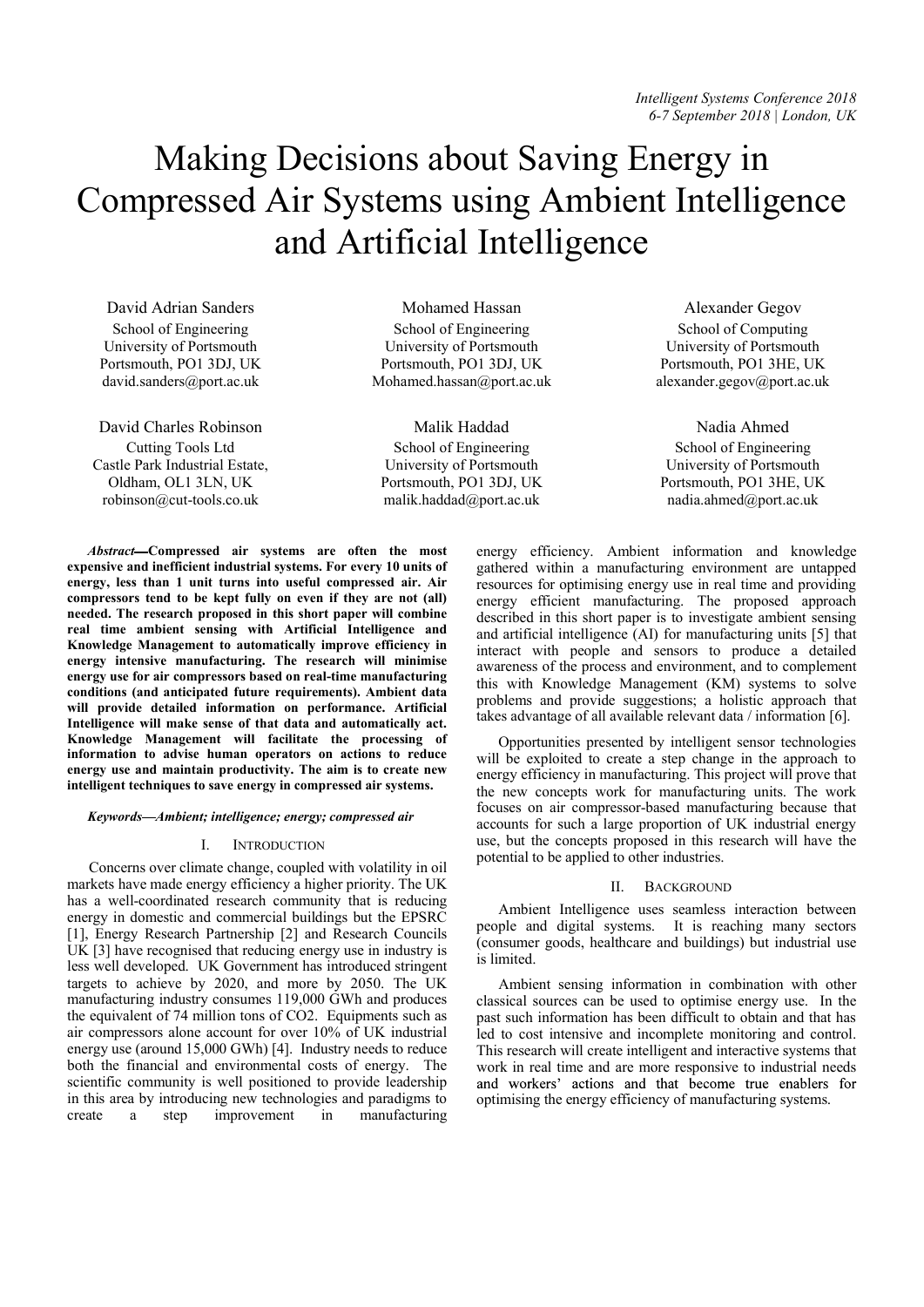# Making Decisions about Saving Energy in Compressed Air Systems using Ambient Intelligence and Artificial Intelligence

David Adrian Sanders
School of Engineering
University of Portsmouth
Portsmouth, PO1 3DJ, UK
david.sanders@port.ac.uk

Mohamed Hassan
School of Engineering
University of Portsmouth
Portsmouth, PO1 3DJ, UK
Mohamed.hassan@port.ac.uk

Alexander Gegov
School of Computing
University of Portsmouth
Portsmouth, PO1 3HE, UK
alexander.gegov@port.ac.uk

David Charles Robinson
Cutting Tools Ltd
Castle Park Industrial Estate,
Oldham, OL1 3LN, UK
robinson@cut-tools.co.uk

Malik Haddad
School of Engineering
University of Portsmouth
Portsmouth, PO1 3DJ, UK
malik.haddad@port.ac.uk

Nadia Ahmed
School of Engineering
University of Portsmouth
Portsmouth, PO1 3HE, UK
nadia.ahmed@port.ac.uk

***Abstract*—Compressed air systems are often the most expensive and inefficient industrial systems. For every 10 units of energy, less than 1 unit turns into useful compressed air. Air compressors tend to be kept fully on even if they are not (all) needed. The research proposed in this short paper will combine real time ambient sensing with Artificial Intelligence and Knowledge Management to automatically improve efficiency in energy intensive manufacturing. The research will minimise energy use for air compressors based on real-time manufacturing conditions (and anticipated future requirements). Ambient data will provide detailed information on performance. Artificial Intelligence will make sense of that data and automatically act. Knowledge Management will facilitate the processing of information to advise human operators on actions to reduce energy use and maintain productivity. The aim is to create new intelligent techniques to save energy in compressed air systems.**

***Keywords—Ambient; intelligence; energy; compressed air***

## I. Introduction

Concerns over climate change, coupled with volatility in oil markets have made energy efficiency a higher priority. The UK has a well-coordinated research community that is reducing energy in domestic and commercial buildings but the EPSRC [1], Energy Research Partnership [2] and Research Councils UK [3] have recognised that reducing energy use in industry is less well developed. UK Government has introduced stringent targets to achieve by 2020, and more by 2050. The UK manufacturing industry consumes 119,000 GWh and produces the equivalent of 74 million tons of CO2. Equipments such as air compressors alone account for over 10% of UK industrial energy use (around 15,000 GWh) [4]. Industry needs to reduce both the financial and environmental costs of energy. The scientific community is well positioned to provide leadership in this area by introducing new technologies and paradigms to create a step improvement in manufacturing energy efficiency. Ambient information and knowledge gathered within a manufacturing environment are untapped resources for optimising energy use in real time and providing energy efficient manufacturing. The proposed approach described in this short paper is to investigate ambient sensing and artificial intelligence (AI) for manufacturing units [5] that interact with people and sensors to produce a detailed awareness of the process and environment, and to complement this with Knowledge Management (KM) systems to solve problems and provide suggestions; a holistic approach that takes advantage of all available relevant data / information [6].

Opportunities presented by intelligent sensor technologies will be exploited to create a step change in the approach to energy efficiency in manufacturing. This project will prove that the new concepts work for manufacturing units. The work focuses on air compressor-based manufacturing because that accounts for such a large proportion of UK industrial energy use, but the concepts proposed in this research will have the potential to be applied to other industries.

## II. Background

Ambient Intelligence uses seamless interaction between people and digital systems. It is reaching many sectors (consumer goods, healthcare and buildings) but industrial use is limited.

Ambient sensing information in combination with other classical sources can be used to optimise energy use. In the past such information has been difficult to obtain and that has led to cost intensive and incomplete monitoring and control. This research will create intelligent and interactive systems that work in real time and are more responsive to industrial needs and workers' actions and that become true enablers for optimising the energy efficiency of manufacturing systems.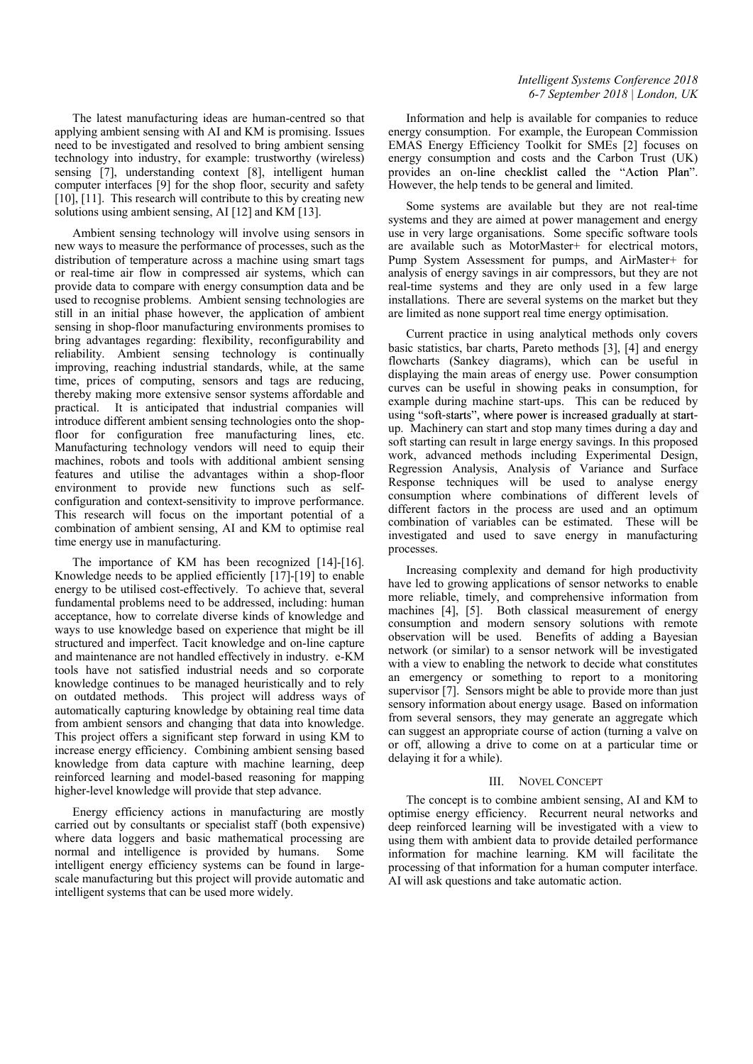The latest manufacturing ideas are human-centred so that applying ambient sensing with AI and KM is promising. Issues need to be investigated and resolved to bring ambient sensing technology into industry, for example: trustworthy (wireless) sensing [7], understanding context [8], intelligent human computer interfaces [9] for the shop floor, security and safety [10], [11]. This research will contribute to this by creating new solutions using ambient sensing, AI [12] and KM [13].

Ambient sensing technology will involve using sensors in new ways to measure the performance of processes, such as the distribution of temperature across a machine using smart tags or real-time air flow in compressed air systems, which can provide data to compare with energy consumption data and be used to recognise problems. Ambient sensing technologies are still in an initial phase however, the application of ambient sensing in shop-floor manufacturing environments promises to bring advantages regarding: flexibility, reconfigurability and reliability. Ambient sensing technology is continually improving, reaching industrial standards, while, at the same time, prices of computing, sensors and tags are reducing, thereby making more extensive sensor systems affordable and practical. It is anticipated that industrial companies will introduce different ambient sensing technologies onto the shop-floor for configuration free manufacturing lines, etc. Manufacturing technology vendors will need to equip their machines, robots and tools with additional ambient sensing features and utilise the advantages within a shop-floor environment to provide new functions such as self-configuration and context-sensitivity to improve performance. This research will focus on the important potential of a combination of ambient sensing, AI and KM to optimise real time energy use in manufacturing.

The importance of KM has been recognized [14]-[16]. Knowledge needs to be applied efficiently [17]-[19] to enable energy to be utilised cost-effectively. To achieve that, several fundamental problems need to be addressed, including: human acceptance, how to correlate diverse kinds of knowledge and ways to use knowledge based on experience that might be ill structured and imperfect. Tacit knowledge and on-line capture and maintenance are not handled effectively in industry. e-KM tools have not satisfied industrial needs and so corporate knowledge continues to be managed heuristically and to rely on outdated methods. This project will address ways of automatically capturing knowledge by obtaining real time data from ambient sensors and changing that data into knowledge. This project offers a significant step forward in using KM to increase energy efficiency. Combining ambient sensing based knowledge from data capture with machine learning, deep reinforced learning and model-based reasoning for mapping higher-level knowledge will provide that step advance.

Energy efficiency actions in manufacturing are mostly carried out by consultants or specialist staff (both expensive) where data loggers and basic mathematical processing are normal and intelligence is provided by humans. Some intelligent energy efficiency systems can be found in large-scale manufacturing but this project will provide automatic and intelligent systems that can be used more widely.

Information and help is available for companies to reduce energy consumption. For example, the European Commission EMAS Energy Efficiency Toolkit for SMEs [2] focuses on energy consumption and costs and the Carbon Trust (UK) provides an on-line checklist called the "Action Plan". However, the help tends to be general and limited.

Some systems are available but they are not real-time systems and they are aimed at power management and energy use in very large organisations. Some specific software tools are available such as MotorMaster+ for electrical motors, Pump System Assessment for pumps, and AirMaster+ for analysis of energy savings in air compressors, but they are not real-time systems and they are only used in a few large installations. There are several systems on the market but they are limited as none support real time energy optimisation.

Current practice in using analytical methods only covers basic statistics, bar charts, Pareto methods [3], [4] and energy flowcharts (Sankey diagrams), which can be useful in displaying the main areas of energy use. Power consumption curves can be useful in showing peaks in consumption, for example during machine start-ups. This can be reduced by using "soft-starts", where power is increased gradually at start-up. Machinery can start and stop many times during a day and soft starting can result in large energy savings. In this proposed work, advanced methods including Experimental Design, Regression Analysis, Analysis of Variance and Surface Response techniques will be used to analyse energy consumption where combinations of different levels of different factors in the process are used and an optimum combination of variables can be estimated. These will be investigated and used to save energy in manufacturing processes.

Increasing complexity and demand for high productivity have led to growing applications of sensor networks to enable more reliable, timely, and comprehensive information from machines [4], [5]. Both classical measurement of energy consumption and modern sensory solutions with remote observation will be used. Benefits of adding a Bayesian network (or similar) to a sensor network will be investigated with a view to enabling the network to decide what constitutes an emergency or something to report to a monitoring supervisor [7]. Sensors might be able to provide more than just sensory information about energy usage. Based on information from several sensors, they may generate an aggregate which can suggest an appropriate course of action (turning a valve on or off, allowing a drive to come on at a particular time or delaying it for a while).

## III. Novel Concept

The concept is to combine ambient sensing, AI and KM to optimise energy efficiency. Recurrent neural networks and deep reinforced learning will be investigated with a view to using them with ambient data to provide detailed performance information for machine learning. KM will facilitate the processing of that information for a human computer interface. AI will ask questions and take automatic action.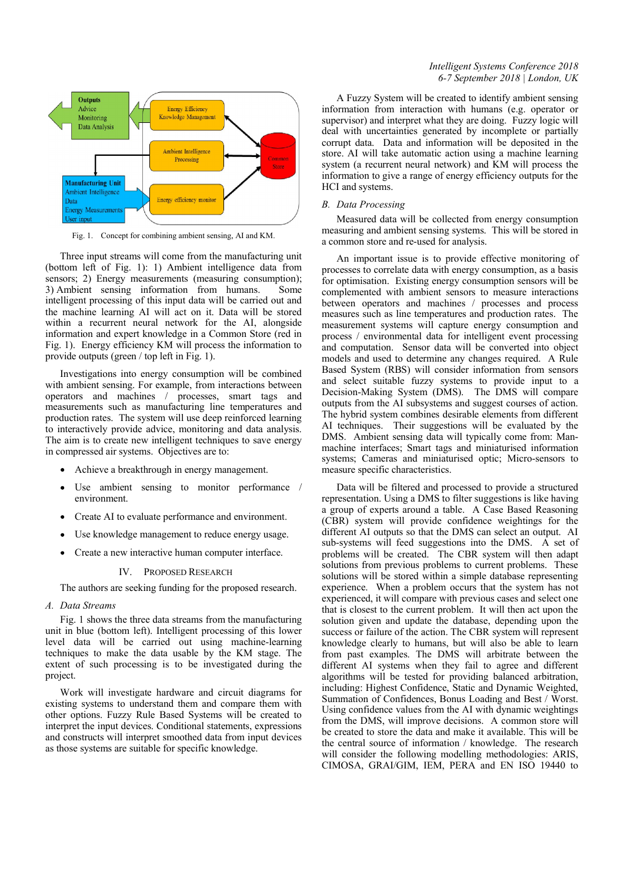Fig. 1. Concept for combining ambient sensing, AI and KM.

Three input streams will come from the manufacturing unit (bottom left of Fig. 1): 1) Ambient intelligence data from sensors; 2) Energy measurements (measuring consumption); 3) Ambient sensing information from humans. Some intelligent processing of this input data will be carried out and the machine learning AI will act on it. Data will be stored within a recurrent neural network for the AI, alongside information and expert knowledge in a Common Store (red in Fig. 1). Energy efficiency KM will process the information to provide outputs (green / top left in Fig. 1).

Investigations into energy consumption will be combined with ambient sensing. For example, from interactions between operators and machines / processes, smart tags and measurements such as manufacturing line temperatures and production rates. The system will use deep reinforced learning to interactively provide advice, monitoring and data analysis. The aim is to create new intelligent techniques to save energy in compressed air systems. Objectives are to:

- Achieve a breakthrough in energy management.
- Use ambient sensing to monitor performance / environment.
- Create AI to evaluate performance and environment.
- Use knowledge management to reduce energy usage.
- Create a new interactive human computer interface.

## IV. Proposed Research

The authors are seeking funding for the proposed research.

### A. Data Streams

Fig. 1 shows the three data streams from the manufacturing unit in blue (bottom left). Intelligent processing of this lower level data will be carried out using machine-learning techniques to make the data usable by the KM stage. The extent of such processing is to be investigated during the project.

Work will investigate hardware and circuit diagrams for existing systems to understand them and compare them with other options. Fuzzy Rule Based Systems will be created to interpret the input devices. Conditional statements, expressions and constructs will interpret smoothed data from input devices as those systems are suitable for specific knowledge.

A Fuzzy System will be created to identify ambient sensing information from interaction with humans (e.g. operator or supervisor) and interpret what they are doing. Fuzzy logic will deal with uncertainties generated by incomplete or partially corrupt data. Data and information will be deposited in the store. AI will take automatic action using a machine learning system (a recurrent neural network) and KM will process the information to give a range of energy efficiency outputs for the HCI and systems.

### B. Data Processing

Measured data will be collected from energy consumption measuring and ambient sensing systems. This will be stored in a common store and re-used for analysis.

An important issue is to provide effective monitoring of processes to correlate data with energy consumption, as a basis for optimisation. Existing energy consumption sensors will be complemented with ambient sensors to measure interactions between operators and machines / processes and process measures such as line temperatures and production rates. The measurement systems will capture energy consumption and process / environmental data for intelligent event processing and computation. Sensor data will be converted into object models and used to determine any changes required. A Rule Based System (RBS) will consider information from sensors and select suitable fuzzy systems to provide input to a Decision-Making System (DMS). The DMS will compare outputs from the AI subsystems and suggest courses of action. The hybrid system combines desirable elements from different AI techniques. Their suggestions will be evaluated by the DMS. Ambient sensing data will typically come from: Man-machine interfaces; Smart tags and miniaturised information systems; Cameras and miniaturised optic; Micro-sensors to measure specific characteristics.

Data will be filtered and processed to provide a structured representation. Using a DMS to filter suggestions is like having a group of experts around a table. A Case Based Reasoning (CBR) system will provide confidence weightings for the different AI outputs so that the DMS can select an output. AI sub-systems will feed suggestions into the DMS. A set of problems will be created. The CBR system will then adapt solutions from previous problems to current problems. These solutions will be stored within a simple database representing experience. When a problem occurs that the system has not experienced, it will compare with previous cases and select one that is closest to the current problem. It will then act upon the solution given and update the database, depending upon the success or failure of the action. The CBR system will represent knowledge clearly to humans, but will also be able to learn from past examples. The DMS will arbitrate between the different AI systems when they fail to agree and different algorithms will be tested for providing balanced arbitration, including: Highest Confidence, Static and Dynamic Weighted, Summation of Confidences, Bonus Loading and Best / Worst. Using confidence values from the AI with dynamic weightings from the DMS, will improve decisions. A common store will be created to store the data and make it available. This will be the central source of information / knowledge. The research will consider the following modelling methodologies: ARIS, CIMOSA, GRAI/GIM, IEM, PERA and EN ISO 19440 to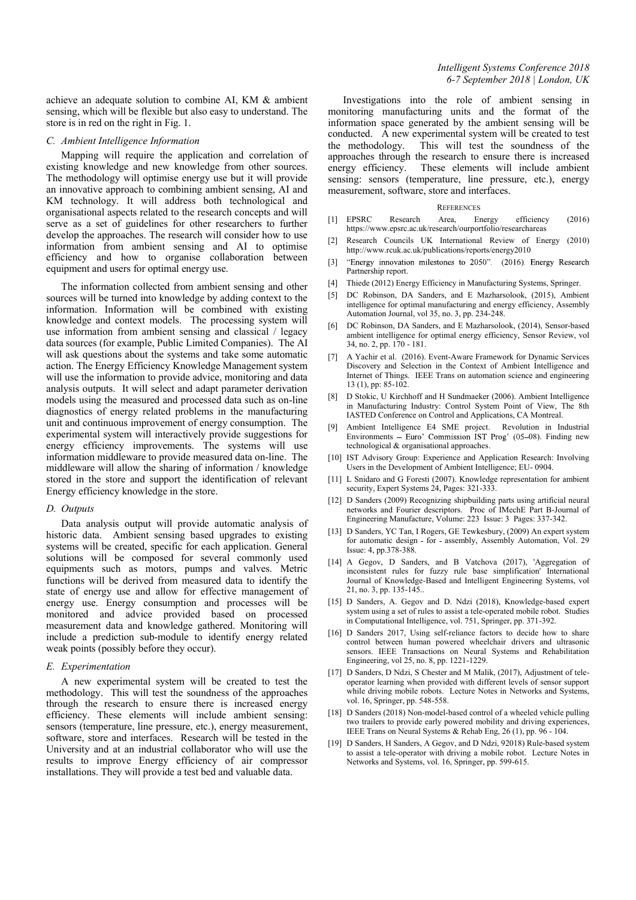achieve an adequate solution to combine AI, KM & ambient sensing, which will be flexible but also easy to understand. The store is in red on the right in Fig. 1.

### *C. Ambient Intelligence Information*

Mapping will require the application and correlation of existing knowledge and new knowledge from other sources. The methodology will optimise energy use but it will provide an innovative approach to combining ambient sensing, AI and KM technology. It will address both technological and organisational aspects related to the research concepts and will serve as a set of guidelines for other researchers to further develop the approaches. The research will consider how to use information from ambient sensing and AI to optimise efficiency and how to organise collaboration between equipment and users for optimal energy use.

The information collected from ambient sensing and other sources will be turned into knowledge by adding context to the information. Information will be combined with existing knowledge and context models. The processing system will use information from ambient sensing and classical / legacy data sources (for example, Public Limited Companies). The AI will ask questions about the systems and take some automatic action. The Energy Efficiency Knowledge Management system will use the information to provide advice, monitoring and data analysis outputs. It will select and adapt parameter derivation models using the measured and processed data such as on-line diagnostics of energy related problems in the manufacturing unit and continuous improvement of energy consumption. The experimental system will interactively provide suggestions for energy efficiency improvements. The systems will use information middleware to provide measured data on-line. The middleware will allow the sharing of information / knowledge stored in the store and support the identification of relevant Energy efficiency knowledge in the store.

### *D. Outputs*

Data analysis output will provide automatic analysis of historic data. Ambient sensing based upgrades to existing systems will be created, specific for each application. General solutions will be composed for several commonly used equipments such as motors, pumps and valves. Metric functions will be derived from measured data to identify the state of energy use and allow for effective management of energy use. Energy consumption and processes will be monitored and advice provided based on processed measurement data and knowledge gathered. Monitoring will include a prediction sub-module to identify energy related weak points (possibly before they occur).

### *E. Experimentation*

A new experimental system will be created to test the methodology. This will test the soundness of the approaches through the research to ensure there is increased energy efficiency. These elements will include ambient sensing: sensors (temperature, line pressure, etc.), energy measurement, software, store and interfaces. Research will be tested in the University and at an industrial collaborator who will use the results to improve Energy efficiency of air compressor installations. They will provide a test bed and valuable data.

Investigations into the role of ambient sensing in monitoring manufacturing units and the format of the information space generated by the ambient sensing will be conducted. A new experimental system will be created to test the methodology. This will test the soundness of the approaches through the research to ensure there is increased energy efficiency. These elements will include ambient sensing: sensors (temperature, line pressure, etc.), energy measurement, software, store and interfaces.

## REFERENCES

[1] EPSRC Research Area, Energy efficiency (2016) https://www.epsrc.ac.uk/research/ourportfolio/researchareas

[2] Research Councils UK International Review of Energy (2010) http://www.rcuk.ac.uk/publications/reports/energy2010

[3] "Energy innovation milestones to 2050". (2016). Energy Research Partnership report.

[4] Thiede (2012) Energy Efficiency in Manufacturing Systems, Springer.

[5] DC Robinson, DA Sanders, and E Mazharsolook, (2015), Ambient intelligence for optimal manufacturing and energy efficiency, Assembly Automation Journal, vol 35, no. 3, pp. 234-248.

[6] DC Robinson, DA Sanders, and E Mazharsolook, (2014), Sensor-based ambient intelligence for optimal energy efficiency, Sensor Review, vol 34, no. 2, pp. 170 - 181.

[7] A Yachir et al. (2016). Event-Aware Framework for Dynamic Services Discovery and Selection in the Context of Ambient Intelligence and Internet of Things. IEEE Trans on automation science and engineering 13 (1), pp: 85-102.

[8] D Stokic, U Kirchhoff and H Sundmaeker (2006). Ambient Intelligence in Manufacturing Industry: Control System Point of View, The 8th IASTED Conference on Control and Applications, CA Montreal.

[9] Ambient Intelligence E4 SME project. Revolution in Industrial Environments – Euro' Commission IST Prog' (05–08). Finding new technological & organisational approaches.

[10] IST Advisory Group: Experience and Application Research: Involving Users in the Development of Ambient Intelligence; EU- 0904.

[11] L Snidaro and G Foresti (2007). Knowledge representation for ambient security, Expert Systems 24, Pages: 321-333.

[12] D Sanders (2009) Recognizing shipbuilding parts using artificial neural networks and Fourier descriptors. Proc of IMechE Part B-Journal of Engineering Manufacture, Volume: 223 Issue: 3 Pages: 337-342.

[13] D Sanders, YC Tan, I Rogers, GE Tewkesbury, (2009) An expert system for automatic design - for - assembly, Assembly Automation, Vol. 29 Issue: 4, pp.378-388.

[14] A Gegov, D Sanders, and B Vatchova (2017), 'Aggregation of inconsistent rules for fuzzy rule base simplification' International Journal of Knowledge-Based and Intelligent Engineering Systems, vol 21, no. 3, pp. 135-145..

[15] D Sanders, A. Gegov and D. Ndzi (2018), Knowledge-based expert system using a set of rules to assist a tele-operated mobile robot. Studies in Computational Intelligence, vol. 751, Springer, pp. 371-392.

[16] D Sanders 2017, Using self-reliance factors to decide how to share control between human powered wheelchair drivers and ultrasonic sensors. IEEE Transactions on Neural Systems and Rehabilitation Engineering, vol 25, no. 8, pp. 1221-1229.

[17] D Sanders, D Ndzi, S Chester and M Malik, (2017), Adjustment of tele-operator learning when provided with different levels of sensor support while driving mobile robots. Lecture Notes in Networks and Systems, vol. 16, Springer, pp. 548-558.

[18] D Sanders (2018) Non-model-based control of a wheeled vehicle pulling two trailers to provide early powered mobility and driving experiences, IEEE Trans on Neural Systems & Rehab Eng, 26 (1), pp. 96 - 104.

[19] D Sanders, H Sanders, A Gegov, and D Ndzi, 92018) Rule-based system to assist a tele-operator with driving a mobile robot. Lecture Notes in Networks and Systems, vol. 16, Springer, pp. 599-615.